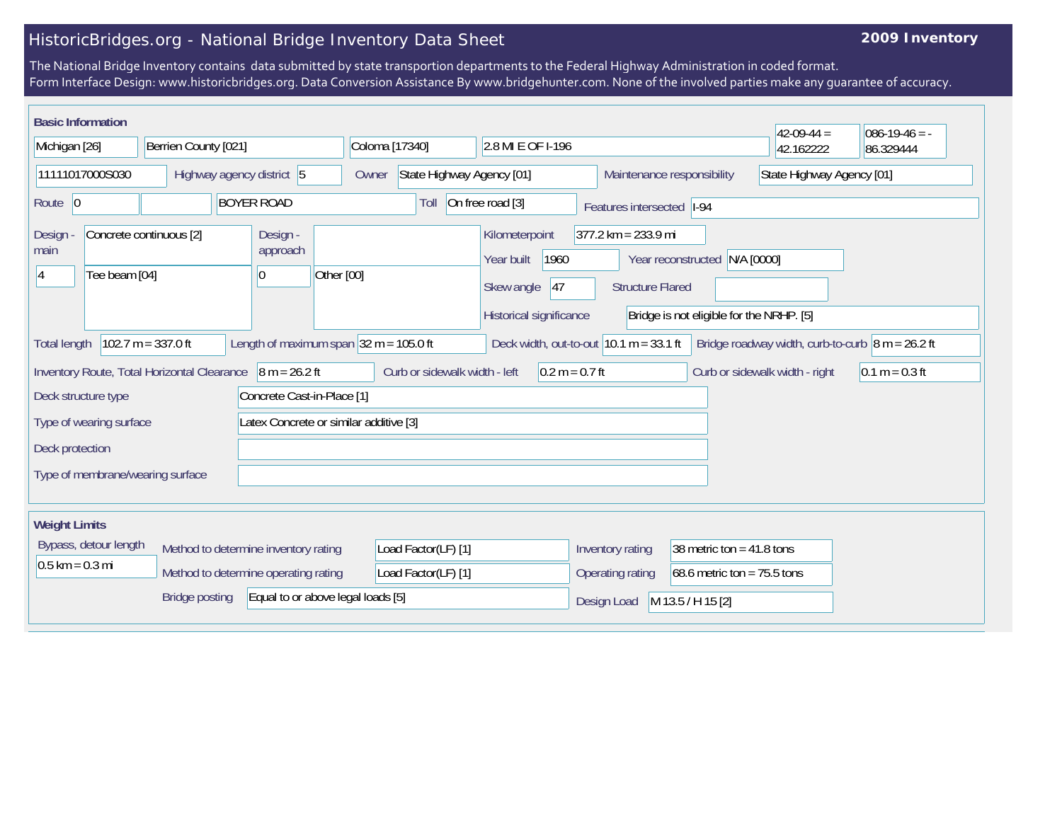# HistoricBridges.org - National Bridge Inventory Data Sheet

**2009 Inventory**

The National Bridge Inventory contains data submitted by state transportion departments to the Federal Highway Administration in coded format.
Form Interface Design: www.historicbridges.org. Data Conversion Assistance By www.bridgehunter.com. None of the involved parties make any guarantee of accuracy.

## Basic Information

| | |
|---|---|
| State | Michigan [26] |
| County | Berrien County [021] |
| Place | Coloma [17340] |
| Location | 2.8 MI E OF I-196 |
| Latitude | 42-09-44 = 42.162222 |
| Longitude | 086-19-46 = -86.329444 |
| Structure Number | 11111017000S030 |
| Highway agency district | 5 |
| Owner | State Highway Agency [01] |
| Maintenance responsibility | State Highway Agency [01] |
| Route | 0 |
| Facility carried | BOYER ROAD |
| Toll | On free road [3] |
| Features intersected | I-94 |
| Design - main | Concrete continuous [2] |
| | 4 — Tee beam [04] |
| Design - approach | |
| | 0 — Other [00] |
| Kilometerpoint | 377.2 km = 233.9 mi |
| Year built | 1960 |
| Year reconstructed | N/A [0000] |
| Skew angle | 47 |
| Structure Flared | |
| Historical significance | Bridge is not eligible for the NRHP. [5] |
| Total length | 102.7 m = 337.0 ft |
| Length of maximum span | 32 m = 105.0 ft |
| Deck width, out-to-out | 10.1 m = 33.1 ft |
| Bridge roadway width, curb-to-curb | 8 m = 26.2 ft |
| Inventory Route, Total Horizontal Clearance | 8 m = 26.2 ft |
| Curb or sidewalk width - left | 0.2 m = 0.7 ft |
| Curb or sidewalk width - right | 0.1 m = 0.3 ft |
| Deck structure type | Concrete Cast-in-Place [1] |
| Type of wearing surface | Latex Concrete or similar additive [3] |
| Deck protection | |
| Type of membrane/wearing surface | |

## Weight Limits

| | |
|---|---|
| Bypass, detour length | 0.5 km = 0.3 mi |
| Method to determine inventory rating | Load Factor(LF) [1] |
| Method to determine operating rating | Load Factor(LF) [1] |
| Bridge posting | Equal to or above legal loads [5] |
| Inventory rating | 38 metric ton = 41.8 tons |
| Operating rating | 68.6 metric ton = 75.5 tons |
| Design Load | M 13.5 / H 15 [2] |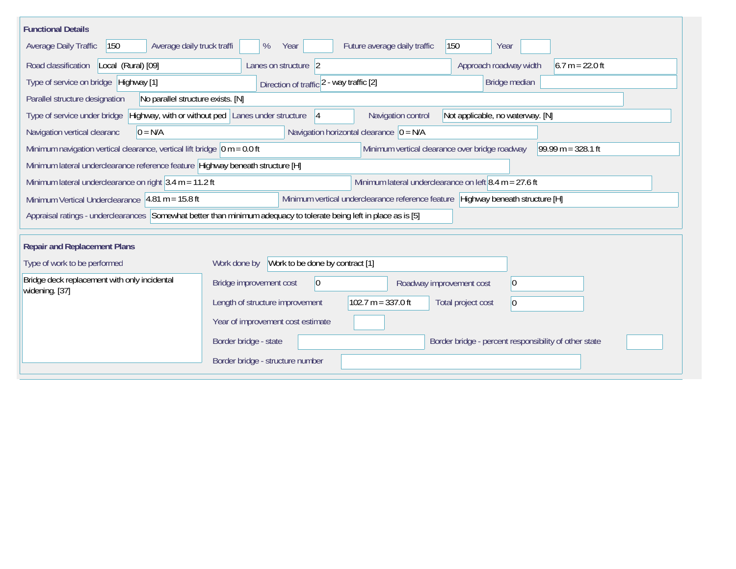## Functional Details

| Field | Value |
| --- | --- |
| Average Daily Traffic | 150 |
| Average daily truck traffi | % |
| Year | |
| Future average daily traffic | 150 |
| Year | |
| Road classification | Local (Rural) [09] |
| Lanes on structure | 2 |
| Approach roadway width | 6.7 m = 22.0 ft |
| Type of service on bridge | Highway [1] |
| Direction of traffic | 2 - way traffic [2] |
| Bridge median | |
| Parallel structure designation | No parallel structure exists. [N] |
| Type of service under bridge | Highway, with or without ped |
| Lanes under structure | 4 |
| Navigation control | Not applicable, no waterway. [N] |
| Navigation vertical clearanc | 0 = N/A |
| Navigation horizontal clearance | 0 = N/A |
| Minimum navigation vertical clearance, vertical lift bridge | 0 m = 0.0 ft |
| Minimum vertical clearance over bridge roadway | 99.99 m = 328.1 ft |
| Minimum lateral underclearance reference feature | Highway beneath structure [H] |
| Minimum lateral underclearance on right | 3.4 m = 11.2 ft |
| Minimum lateral underclearance on left | 8.4 m = 27.6 ft |
| Minimum Vertical Underclearance | 4.81 m = 15.8 ft |
| Minimum vertical underclearance reference feature | Highway beneath structure [H] |
| Appraisal ratings - underclearances | Somewhat better than minimum adequacy to tolerate being left in place as is [5] |

## Repair and Replacement Plans

| Field | Value |
| --- | --- |
| Type of work to be performed | Bridge deck replacement with only incidental widening. [37] |
| Work done by | Work to be done by contract [1] |
| Bridge improvement cost | 0 |
| Roadway improvement cost | 0 |
| Length of structure improvement | 102.7 m = 337.0 ft |
| Total project cost | 0 |
| Year of improvement cost estimate | |
| Border bridge - state | |
| Border bridge - percent responsibility of other state | |
| Border bridge - structure number | |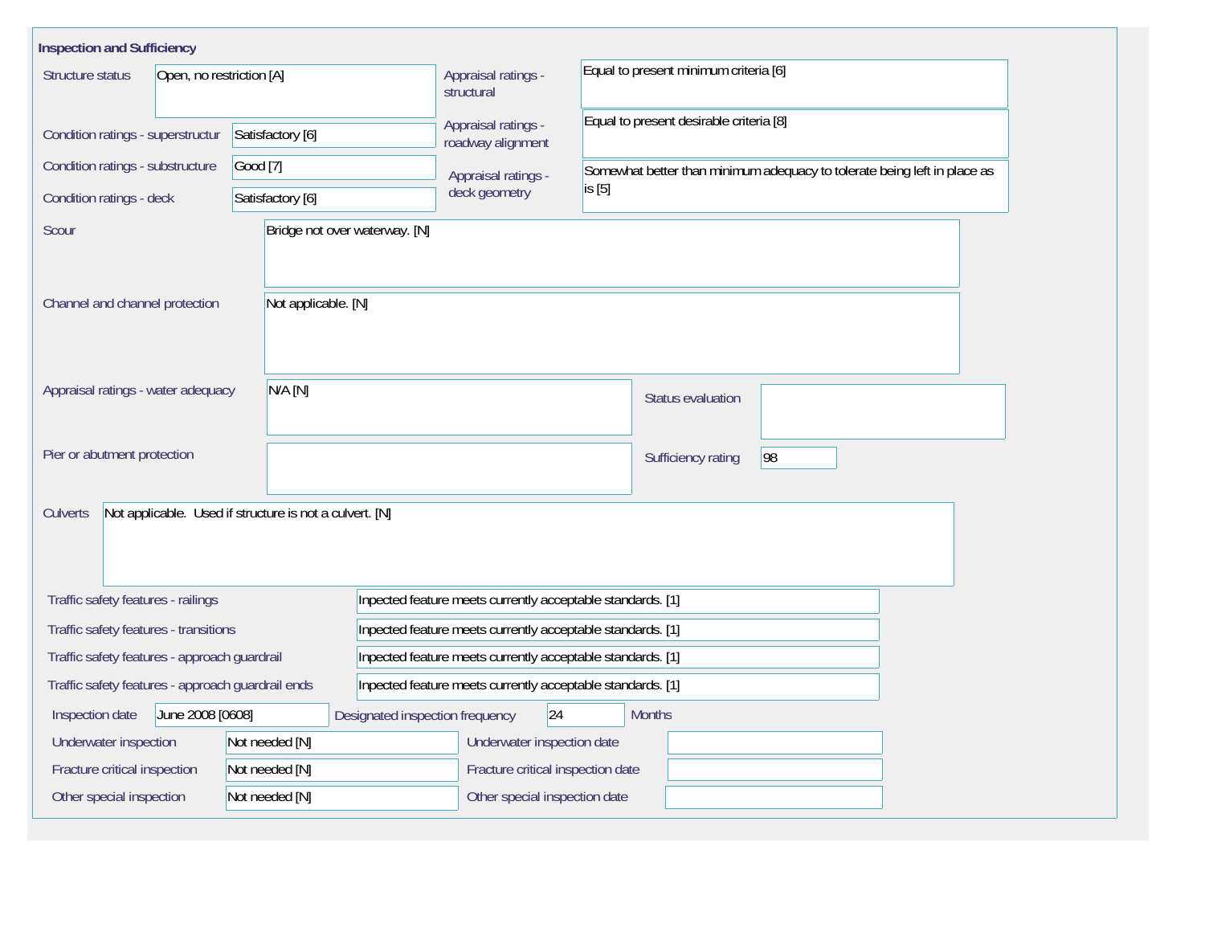## Inspection and Sufficiency

| Field | Value |
|---|---|
| Structure status | Open, no restriction [A] |
| Appraisal ratings - structural | Equal to present minimum criteria [6] |
| Condition ratings - superstructur | Satisfactory [6] |
| Appraisal ratings - roadway alignment | Equal to present desirable criteria [8] |
| Condition ratings - substructure | Good [7] |
| Appraisal ratings - deck geometry | Somewhat better than minimum adequacy to tolerate being left in place as is [5] |
| Condition ratings - deck | Satisfactory [6] |
| Scour | Bridge not over waterway. [N] |
| Channel and channel protection | Not applicable. [N] |
| Appraisal ratings - water adequacy | N/A [N] |
| Status evaluation | |
| Pier or abutment protection | |
| Sufficiency rating | 98 |
| Culverts | Not applicable.  Used if structure is not a culvert. [N] |
| Traffic safety features - railings | Inpected feature meets currently acceptable standards. [1] |
| Traffic safety features - transitions | Inpected feature meets currently acceptable standards. [1] |
| Traffic safety features - approach guardrail | Inpected feature meets currently acceptable standards. [1] |
| Traffic safety features - approach guardrail ends | Inpected feature meets currently acceptable standards. [1] |
| Inspection date | June 2008 [0608] |
| Designated inspection frequency | 24 Months |
| Underwater inspection | Not needed [N] |
| Underwater inspection date | |
| Fracture critical inspection | Not needed [N] |
| Fracture critical inspection date | |
| Other special inspection | Not needed [N] |
| Other special inspection date | |